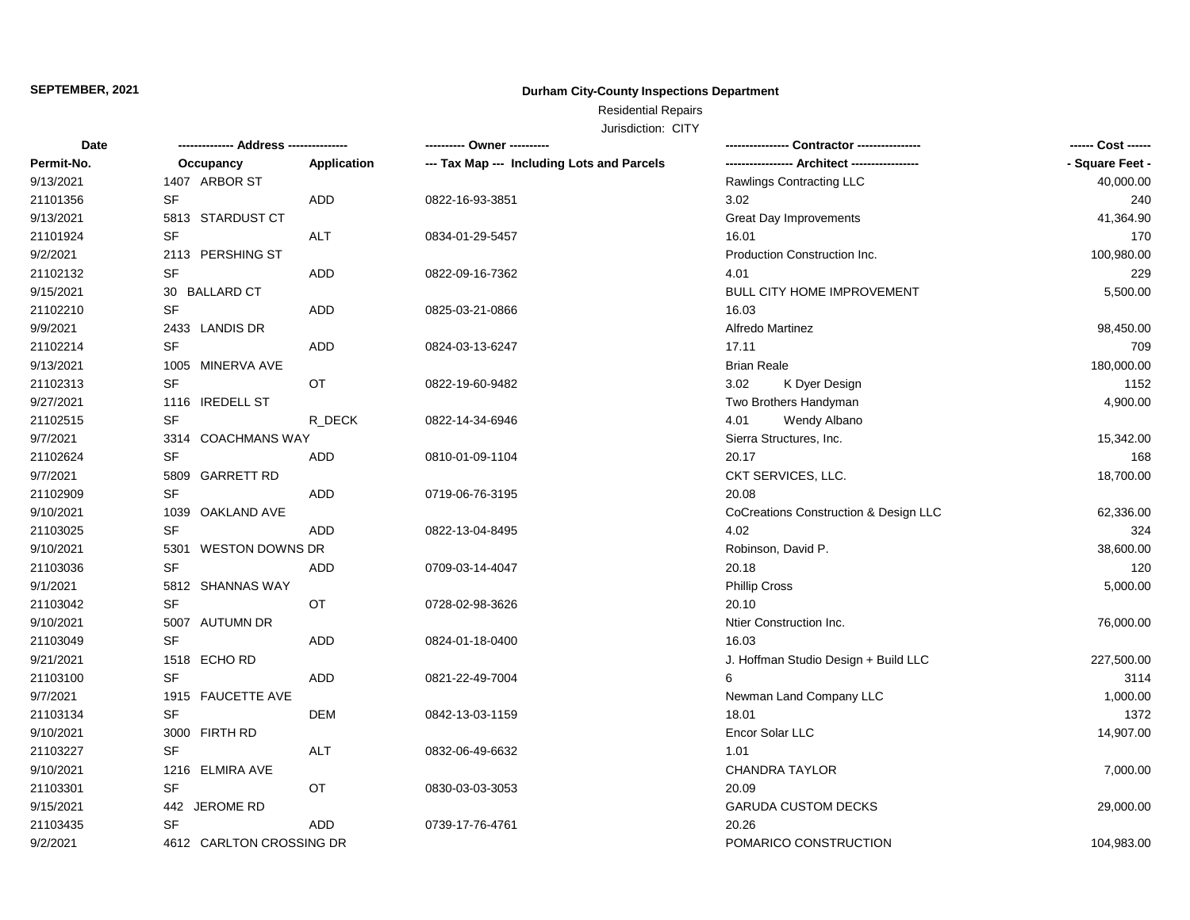**SEPTEMBER, 2021**

**Durham City-County Inspections Department**

Residential Repairs

Jurisdiction: CITY

| Date | ------------- Address -------------- | | ---------- Owner ---------- | ---------------- Contractor ---------------- | ------ Cost ------ |
|---|---|---|---|---|---|
| **Permit-No.** | **Occupancy** | **Application** | **--- Tax Map --- Including Lots and Parcels** | **----------------- Architect -----------------** | **- Square Feet -** |
| 9/13/2021 | 1407 ARBOR ST | | | Rawlings Contracting LLC | 40,000.00 |
| 21101356 | SF | ADD | 0822-16-93-3851 | 3.02 | 240 |
| 9/13/2021 | 5813 STARDUST CT | | | Great Day Improvements | 41,364.90 |
| 21101924 | SF | ALT | 0834-01-29-5457 | 16.01 | 170 |
| 9/2/2021 | 2113 PERSHING ST | | | Production Construction Inc. | 100,980.00 |
| 21102132 | SF | ADD | 0822-09-16-7362 | 4.01 | 229 |
| 9/15/2021 | 30 BALLARD CT | | | BULL CITY HOME IMPROVEMENT | 5,500.00 |
| 21102210 | SF | ADD | 0825-03-21-0866 | 16.03 | |
| 9/9/2021 | 2433 LANDIS DR | | | Alfredo Martinez | 98,450.00 |
| 21102214 | SF | ADD | 0824-03-13-6247 | 17.11 | 709 |
| 9/13/2021 | 1005 MINERVA AVE | | | Brian Reale | 180,000.00 |
| 21102313 | SF | OT | 0822-19-60-9482 | 3.02 K Dyer Design | 1152 |
| 9/27/2021 | 1116 IREDELL ST | | | Two Brothers Handyman | 4,900.00 |
| 21102515 | SF | R_DECK | 0822-14-34-6946 | 4.01 Wendy Albano | |
| 9/7/2021 | 3314 COACHMANS WAY | | | Sierra Structures, Inc. | 15,342.00 |
| 21102624 | SF | ADD | 0810-01-09-1104 | 20.17 | 168 |
| 9/7/2021 | 5809 GARRETT RD | | | CKT SERVICES, LLC. | 18,700.00 |
| 21102909 | SF | ADD | 0719-06-76-3195 | 20.08 | |
| 9/10/2021 | 1039 OAKLAND AVE | | | CoCreations Construction & Design LLC | 62,336.00 |
| 21103025 | SF | ADD | 0822-13-04-8495 | 4.02 | 324 |
| 9/10/2021 | 5301 WESTON DOWNS DR | | | Robinson, David P. | 38,600.00 |
| 21103036 | SF | ADD | 0709-03-14-4047 | 20.18 | 120 |
| 9/1/2021 | 5812 SHANNAS WAY | | | Phillip Cross | 5,000.00 |
| 21103042 | SF | OT | 0728-02-98-3626 | 20.10 | |
| 9/10/2021 | 5007 AUTUMN DR | | | Ntier Construction Inc. | 76,000.00 |
| 21103049 | SF | ADD | 0824-01-18-0400 | 16.03 | |
| 9/21/2021 | 1518 ECHO RD | | | J. Hoffman Studio Design + Build LLC | 227,500.00 |
| 21103100 | SF | ADD | 0821-22-49-7004 | 6 | 3114 |
| 9/7/2021 | 1915 FAUCETTE AVE | | | Newman Land Company LLC | 1,000.00 |
| 21103134 | SF | DEM | 0842-13-03-1159 | 18.01 | 1372 |
| 9/10/2021 | 3000 FIRTH RD | | | Encor Solar LLC | 14,907.00 |
| 21103227 | SF | ALT | 0832-06-49-6632 | 1.01 | |
| 9/10/2021 | 1216 ELMIRA AVE | | | CHANDRA TAYLOR | 7,000.00 |
| 21103301 | SF | OT | 0830-03-03-3053 | 20.09 | |
| 9/15/2021 | 442 JEROME RD | | | GARUDA CUSTOM DECKS | 29,000.00 |
| 21103435 | SF | ADD | 0739-17-76-4761 | 20.26 | |
| 9/2/2021 | 4612 CARLTON CROSSING DR | | | POMARICO CONSTRUCTION | 104,983.00 |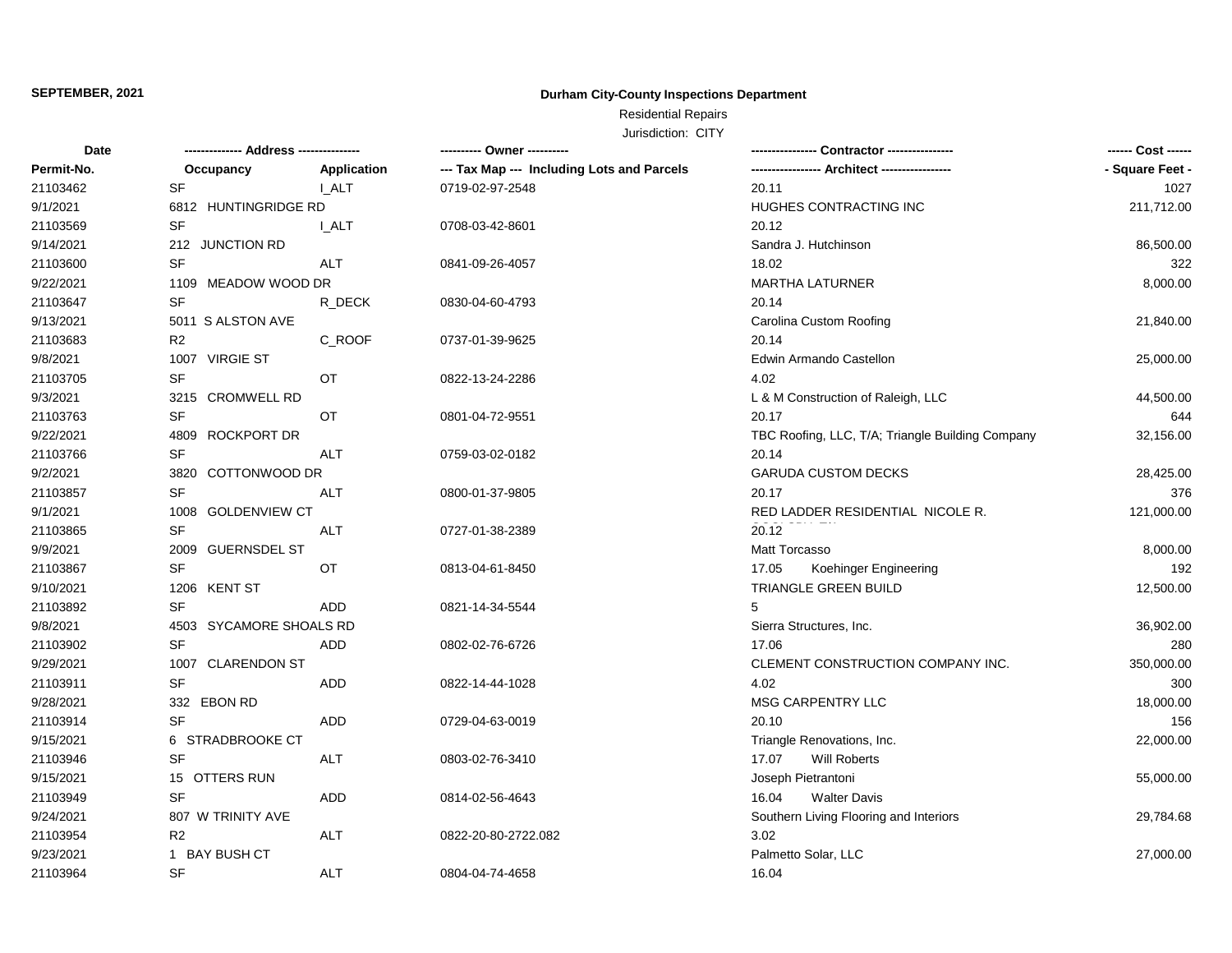**SEPTEMBER, 2021**

**Durham City-County Inspections Department**

Residential Repairs

Jurisdiction: CITY

| Date / Permit-No. | Address / Occupancy | Application | Owner / Tax Map --- Including Lots and Parcels | Contractor / Architect | Cost / Square Feet |
|---|---|---|---|---|---|
| 21103462 | SF | I_ALT | 0719-02-97-2548 | 20.11 | 1027 |
| 9/1/2021 | 6812 HUNTINGRIDGE RD | | | HUGHES CONTRACTING INC | 211,712.00 |
| 21103569 | SF | I_ALT | 0708-03-42-8601 | 20.12 | |
| 9/14/2021 | 212 JUNCTION RD | | | Sandra J. Hutchinson | 86,500.00 |
| 21103600 | SF | ALT | 0841-09-26-4057 | 18.02 | 322 |
| 9/22/2021 | 1109 MEADOW WOOD DR | | | MARTHA LATURNER | 8,000.00 |
| 21103647 | SF | R_DECK | 0830-04-60-4793 | 20.14 | |
| 9/13/2021 | 5011 S ALSTON AVE | | | Carolina Custom Roofing | 21,840.00 |
| 21103683 | R2 | C_ROOF | 0737-01-39-9625 | 20.14 | |
| 9/8/2021 | 1007 VIRGIE ST | | | Edwin Armando Castellon | 25,000.00 |
| 21103705 | SF | OT | 0822-13-24-2286 | 4.02 | |
| 9/3/2021 | 3215 CROMWELL RD | | | L & M Construction of Raleigh, LLC | 44,500.00 |
| 21103763 | SF | OT | 0801-04-72-9551 | 20.17 | 644 |
| 9/22/2021 | 4809 ROCKPORT DR | | | TBC Roofing, LLC, T/A; Triangle Building Company | 32,156.00 |
| 21103766 | SF | ALT | 0759-03-02-0182 | 20.14 | |
| 9/2/2021 | 3820 COTTONWOOD DR | | | GARUDA CUSTOM DECKS | 28,425.00 |
| 21103857 | SF | ALT | 0800-01-37-9805 | 20.17 | 376 |
| 9/1/2021 | 1008 GOLDENVIEW CT | | | RED LADDER RESIDENTIAL NICOLE R. | 121,000.00 |
| 21103865 | SF | ALT | 0727-01-38-2389 | 20.12 | |
| 9/9/2021 | 2009 GUERNSDEL ST | | | Matt Torcasso | 8,000.00 |
| 21103867 | SF | OT | 0813-04-61-8450 | 17.05 Koehinger Engineering | 192 |
| 9/10/2021 | 1206 KENT ST | | | TRIANGLE GREEN BUILD | 12,500.00 |
| 21103892 | SF | ADD | 0821-14-34-5544 | 5 | |
| 9/8/2021 | 4503 SYCAMORE SHOALS RD | | | Sierra Structures, Inc. | 36,902.00 |
| 21103902 | SF | ADD | 0802-02-76-6726 | 17.06 | 280 |
| 9/29/2021 | 1007 CLARENDON ST | | | CLEMENT CONSTRUCTION COMPANY INC. | 350,000.00 |
| 21103911 | SF | ADD | 0822-14-44-1028 | 4.02 | 300 |
| 9/28/2021 | 332 EBON RD | | | MSG CARPENTRY LLC | 18,000.00 |
| 21103914 | SF | ADD | 0729-04-63-0019 | 20.10 | 156 |
| 9/15/2021 | 6 STRADBROOKE CT | | | Triangle Renovations, Inc. | 22,000.00 |
| 21103946 | SF | ALT | 0803-02-76-3410 | 17.07 Will Roberts | |
| 9/15/2021 | 15 OTTERS RUN | | | Joseph Pietrantoni | 55,000.00 |
| 21103949 | SF | ADD | 0814-02-56-4643 | 16.04 Walter Davis | |
| 9/24/2021 | 807 W TRINITY AVE | | | Southern Living Flooring and Interiors | 29,784.68 |
| 21103954 | R2 | ALT | 0822-20-80-2722.082 | 3.02 | |
| 9/23/2021 | 1 BAY BUSH CT | | | Palmetto Solar, LLC | 27,000.00 |
| 21103964 | SF | ALT | 0804-04-74-4658 | 16.04 | |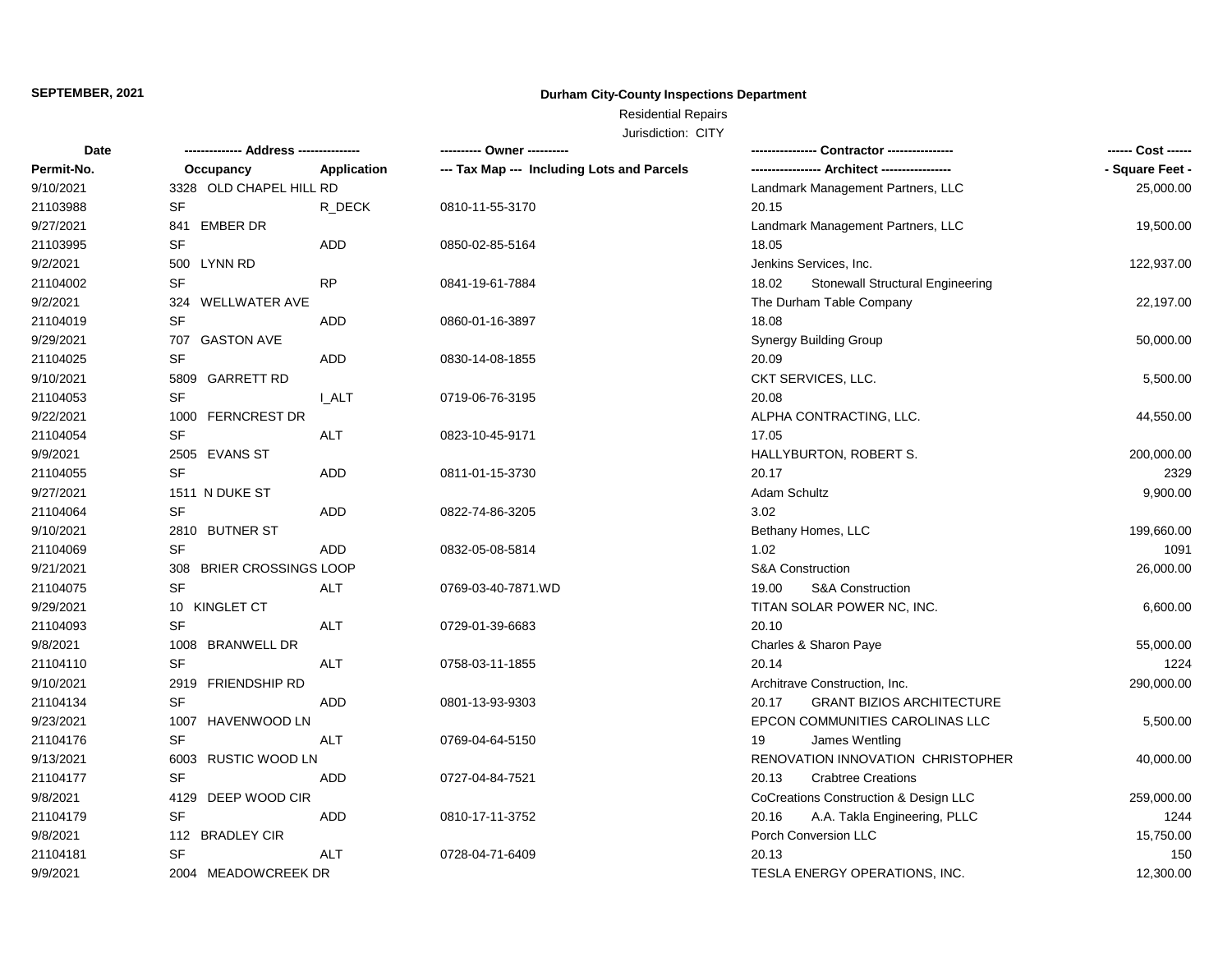**SEPTEMBER, 2021**

**Durham City-County Inspections Department**

Residential Repairs

Jurisdiction: CITY

| Date | ------------- Address -------------- | | ---------- Owner ---------- | ---------------- Contractor ---------------- | ------ Cost ------ |
|---|---|---|---|---|---|
| Permit-No. | Occupancy | Application | --- Tax Map --- Including Lots and Parcels | ----------------- Architect ----------------- | - Square Feet - |
| 9/10/2021 | 3328 OLD CHAPEL HILL RD | | | Landmark Management Partners, LLC | 25,000.00 |
| 21103988 | SF | R_DECK | 0810-11-55-3170 | 20.15 | |
| 9/27/2021 | 841 EMBER DR | | | Landmark Management Partners, LLC | 19,500.00 |
| 21103995 | SF | ADD | 0850-02-85-5164 | 18.05 | |
| 9/2/2021 | 500 LYNN RD | | | Jenkins Services, Inc. | 122,937.00 |
| 21104002 | SF | RP | 0841-19-61-7884 | 18.02 Stonewall Structural Engineering | |
| 9/2/2021 | 324 WELLWATER AVE | | | The Durham Table Company | 22,197.00 |
| 21104019 | SF | ADD | 0860-01-16-3897 | 18.08 | |
| 9/29/2021 | 707 GASTON AVE | | | Synergy Building Group | 50,000.00 |
| 21104025 | SF | ADD | 0830-14-08-1855 | 20.09 | |
| 9/10/2021 | 5809 GARRETT RD | | | CKT SERVICES, LLC. | 5,500.00 |
| 21104053 | SF | I_ALT | 0719-06-76-3195 | 20.08 | |
| 9/22/2021 | 1000 FERNCREST DR | | | ALPHA CONTRACTING, LLC. | 44,550.00 |
| 21104054 | SF | ALT | 0823-10-45-9171 | 17.05 | |
| 9/9/2021 | 2505 EVANS ST | | | HALLYBURTON, ROBERT S. | 200,000.00 |
| 21104055 | SF | ADD | 0811-01-15-3730 | 20.17 | 2329 |
| 9/27/2021 | 1511 N DUKE ST | | | Adam Schultz | 9,900.00 |
| 21104064 | SF | ADD | 0822-74-86-3205 | 3.02 | |
| 9/10/2021 | 2810 BUTNER ST | | | Bethany Homes, LLC | 199,660.00 |
| 21104069 | SF | ADD | 0832-05-08-5814 | 1.02 | 1091 |
| 9/21/2021 | 308 BRIER CROSSINGS LOOP | | | S&A Construction | 26,000.00 |
| 21104075 | SF | ALT | 0769-03-40-7871.WD | 19.00 S&A Construction | |
| 9/29/2021 | 10 KINGLET CT | | | TITAN SOLAR POWER NC, INC. | 6,600.00 |
| 21104093 | SF | ALT | 0729-01-39-6683 | 20.10 | |
| 9/8/2021 | 1008 BRANWELL DR | | | Charles & Sharon Paye | 55,000.00 |
| 21104110 | SF | ALT | 0758-03-11-1855 | 20.14 | 1224 |
| 9/10/2021 | 2919 FRIENDSHIP RD | | | Architrave Construction, Inc. | 290,000.00 |
| 21104134 | SF | ADD | 0801-13-93-9303 | 20.17 GRANT BIZIOS ARCHITECTURE | |
| 9/23/2021 | 1007 HAVENWOOD LN | | | EPCON COMMUNITIES CAROLINAS LLC | 5,500.00 |
| 21104176 | SF | ALT | 0769-04-64-5150 | 19 James Wentling | |
| 9/13/2021 | 6003 RUSTIC WOOD LN | | | RENOVATION INNOVATION CHRISTOPHER | 40,000.00 |
| 21104177 | SF | ADD | 0727-04-84-7521 | 20.13 Crabtree Creations | |
| 9/8/2021 | 4129 DEEP WOOD CIR | | | CoCreations Construction & Design LLC | 259,000.00 |
| 21104179 | SF | ADD | 0810-17-11-3752 | 20.16 A.A. Takla Engineering, PLLC | 1244 |
| 9/8/2021 | 112 BRADLEY CIR | | | Porch Conversion LLC | 15,750.00 |
| 21104181 | SF | ALT | 0728-04-71-6409 | 20.13 | 150 |
| 9/9/2021 | 2004 MEADOWCREEK DR | | | TESLA ENERGY OPERATIONS, INC. | 12,300.00 |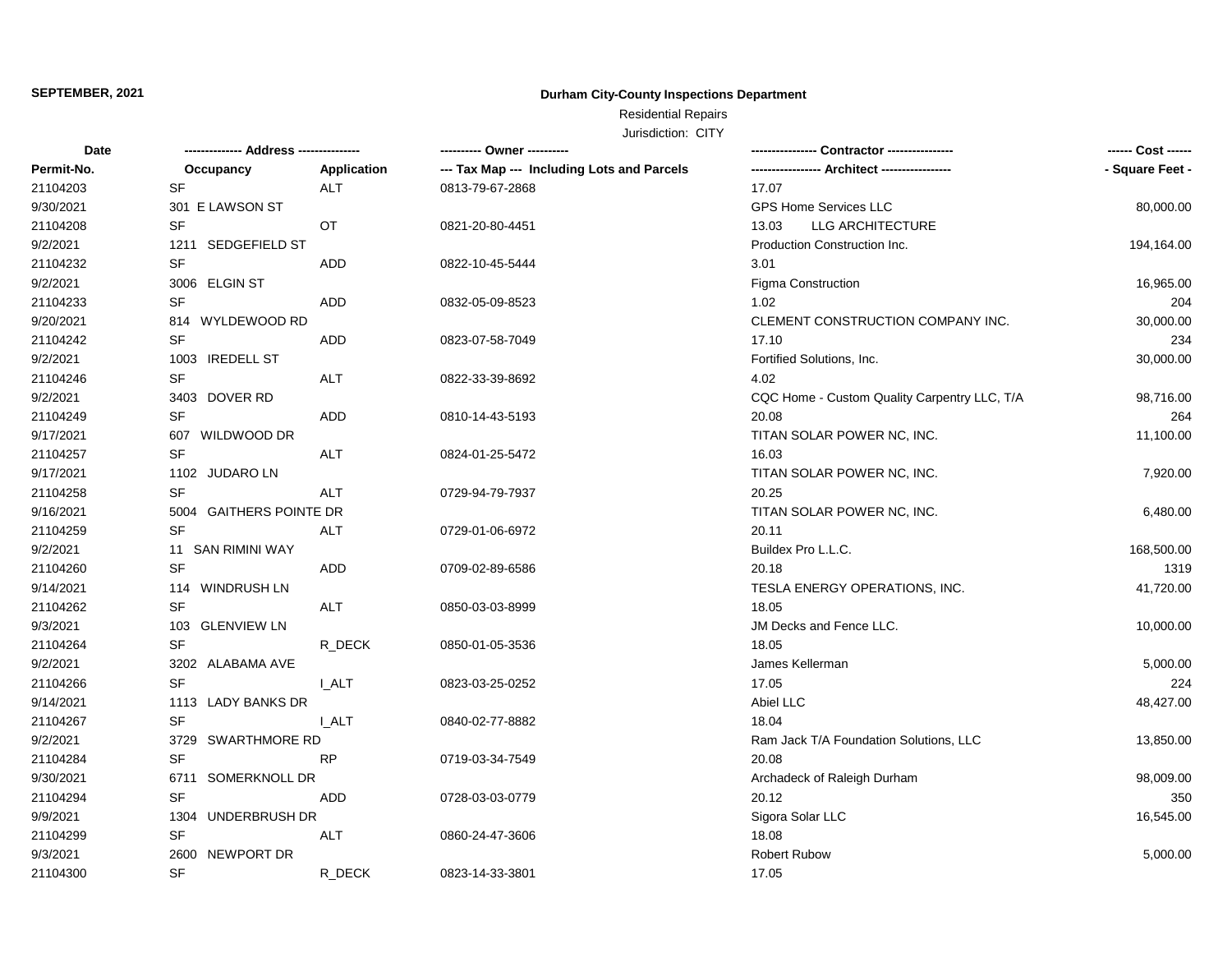**SEPTEMBER, 2021**

**Durham City-County Inspections Department**

Residential Repairs

Jurisdiction: CITY

| Date | -------------- Address -------------- | | ---------- Owner ---------- | ---------------- Contractor ---------------- | ------ Cost ------ |
|---|---|---|---|---|---|
| **Permit-No.** | **Occupancy** | **Application** | **--- Tax Map --- Including Lots and Parcels** | **----------------- Architect -----------------** | **- Square Feet -** |
| 21104203 | SF | ALT | 0813-79-67-2868 | 17.07 | |
| 9/30/2021 | 301 E LAWSON ST | | | GPS Home Services LLC | 80,000.00 |
| 21104208 | SF | OT | 0821-20-80-4451 | 13.03 LLG ARCHITECTURE | |
| 9/2/2021 | 1211 SEDGEFIELD ST | | | Production Construction Inc. | 194,164.00 |
| 21104232 | SF | ADD | 0822-10-45-5444 | 3.01 | |
| 9/2/2021 | 3006 ELGIN ST | | | Figma Construction | 16,965.00 |
| 21104233 | SF | ADD | 0832-05-09-8523 | 1.02 | 204 |
| 9/20/2021 | 814 WYLDEWOOD RD | | | CLEMENT CONSTRUCTION COMPANY INC. | 30,000.00 |
| 21104242 | SF | ADD | 0823-07-58-7049 | 17.10 | 234 |
| 9/2/2021 | 1003 IREDELL ST | | | Fortified Solutions, Inc. | 30,000.00 |
| 21104246 | SF | ALT | 0822-33-39-8692 | 4.02 | |
| 9/2/2021 | 3403 DOVER RD | | | CQC Home - Custom Quality Carpentry LLC, T/A | 98,716.00 |
| 21104249 | SF | ADD | 0810-14-43-5193 | 20.08 | 264 |
| 9/17/2021 | 607 WILDWOOD DR | | | TITAN SOLAR POWER NC, INC. | 11,100.00 |
| 21104257 | SF | ALT | 0824-01-25-5472 | 16.03 | |
| 9/17/2021 | 1102 JUDARO LN | | | TITAN SOLAR POWER NC, INC. | 7,920.00 |
| 21104258 | SF | ALT | 0729-94-79-7937 | 20.25 | |
| 9/16/2021 | 5004 GAITHERS POINTE DR | | | TITAN SOLAR POWER NC, INC. | 6,480.00 |
| 21104259 | SF | ALT | 0729-01-06-6972 | 20.11 | |
| 9/2/2021 | 11 SAN RIMINI WAY | | | Buildex Pro L.L.C. | 168,500.00 |
| 21104260 | SF | ADD | 0709-02-89-6586 | 20.18 | 1319 |
| 9/14/2021 | 114 WINDRUSH LN | | | TESLA ENERGY OPERATIONS, INC. | 41,720.00 |
| 21104262 | SF | ALT | 0850-03-03-8999 | 18.05 | |
| 9/3/2021 | 103 GLENVIEW LN | | | JM Decks and Fence LLC. | 10,000.00 |
| 21104264 | SF | R_DECK | 0850-01-05-3536 | 18.05 | |
| 9/2/2021 | 3202 ALABAMA AVE | | | James Kellerman | 5,000.00 |
| 21104266 | SF | I_ALT | 0823-03-25-0252 | 17.05 | 224 |
| 9/14/2021 | 1113 LADY BANKS DR | | | Abiel LLC | 48,427.00 |
| 21104267 | SF | I_ALT | 0840-02-77-8882 | 18.04 | |
| 9/2/2021 | 3729 SWARTHMORE RD | | | Ram Jack T/A Foundation Solutions, LLC | 13,850.00 |
| 21104284 | SF | RP | 0719-03-34-7549 | 20.08 | |
| 9/30/2021 | 6711 SOMERKNOLL DR | | | Archadeck of Raleigh Durham | 98,009.00 |
| 21104294 | SF | ADD | 0728-03-03-0779 | 20.12 | 350 |
| 9/9/2021 | 1304 UNDERBRUSH DR | | | Sigora Solar LLC | 16,545.00 |
| 21104299 | SF | ALT | 0860-24-47-3606 | 18.08 | |
| 9/3/2021 | 2600 NEWPORT DR | | | Robert Rubow | 5,000.00 |
| 21104300 | SF | R_DECK | 0823-14-33-3801 | 17.05 | |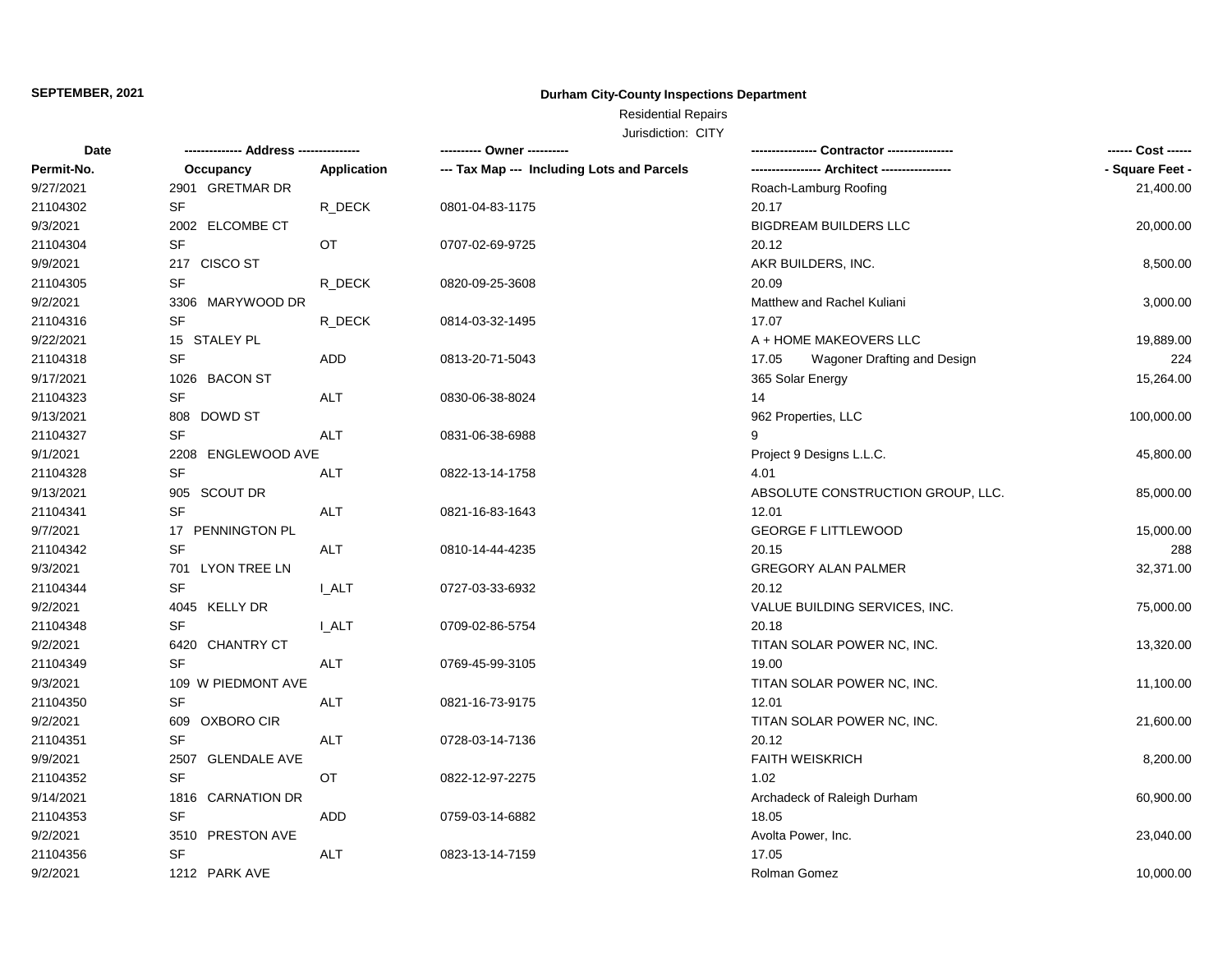**SEPTEMBER, 2021**

**Durham City-County Inspections Department**

Residential Repairs

Jurisdiction: CITY

| Date<br>Permit-No. | ------------- Address --------------<br>Occupancy | <br>Application | ---------- Owner ----------<br>--- Tax Map --- Including Lots and Parcels | ---------------- Contractor ----------------<br>----------------- Architect ----------------- | ------ Cost ------<br>- Square Feet - |
|---|---|---|---|---|---|
| 9/27/2021 | 2901 GRETMAR DR | | | Roach-Lamburg Roofing | 21,400.00 |
| 21104302 | SF | R_DECK | 0801-04-83-1175 | 20.17 | |
| 9/3/2021 | 2002 ELCOMBE CT | | | BIGDREAM BUILDERS LLC | 20,000.00 |
| 21104304 | SF | OT | 0707-02-69-9725 | 20.12 | |
| 9/9/2021 | 217 CISCO ST | | | AKR BUILDERS, INC. | 8,500.00 |
| 21104305 | SF | R_DECK | 0820-09-25-3608 | 20.09 | |
| 9/2/2021 | 3306 MARYWOOD DR | | | Matthew and Rachel Kuliani | 3,000.00 |
| 21104316 | SF | R_DECK | 0814-03-32-1495 | 17.07 | |
| 9/22/2021 | 15 STALEY PL | | | A + HOME MAKEOVERS LLC | 19,889.00 |
| 21104318 | SF | ADD | 0813-20-71-5043 | 17.05 Wagoner Drafting and Design | 224 |
| 9/17/2021 | 1026 BACON ST | | | 365 Solar Energy | 15,264.00 |
| 21104323 | SF | ALT | 0830-06-38-8024 | 14 | |
| 9/13/2021 | 808 DOWD ST | | | 962 Properties, LLC | 100,000.00 |
| 21104327 | SF | ALT | 0831-06-38-6988 | 9 | |
| 9/1/2021 | 2208 ENGLEWOOD AVE | | | Project 9 Designs L.L.C. | 45,800.00 |
| 21104328 | SF | ALT | 0822-13-14-1758 | 4.01 | |
| 9/13/2021 | 905 SCOUT DR | | | ABSOLUTE CONSTRUCTION GROUP, LLC. | 85,000.00 |
| 21104341 | SF | ALT | 0821-16-83-1643 | 12.01 | |
| 9/7/2021 | 17 PENNINGTON PL | | | GEORGE F LITTLEWOOD | 15,000.00 |
| 21104342 | SF | ALT | 0810-14-44-4235 | 20.15 | 288 |
| 9/3/2021 | 701 LYON TREE LN | | | GREGORY ALAN PALMER | 32,371.00 |
| 21104344 | SF | I_ALT | 0727-03-33-6932 | 20.12 | |
| 9/2/2021 | 4045 KELLY DR | | | VALUE BUILDING SERVICES, INC. | 75,000.00 |
| 21104348 | SF | I_ALT | 0709-02-86-5754 | 20.18 | |
| 9/2/2021 | 6420 CHANTRY CT | | | TITAN SOLAR POWER NC, INC. | 13,320.00 |
| 21104349 | SF | ALT | 0769-45-99-3105 | 19.00 | |
| 9/3/2021 | 109 W PIEDMONT AVE | | | TITAN SOLAR POWER NC, INC. | 11,100.00 |
| 21104350 | SF | ALT | 0821-16-73-9175 | 12.01 | |
| 9/2/2021 | 609 OXBORO CIR | | | TITAN SOLAR POWER NC, INC. | 21,600.00 |
| 21104351 | SF | ALT | 0728-03-14-7136 | 20.12 | |
| 9/9/2021 | 2507 GLENDALE AVE | | | FAITH WEISKRICH | 8,200.00 |
| 21104352 | SF | OT | 0822-12-97-2275 | 1.02 | |
| 9/14/2021 | 1816 CARNATION DR | | | Archadeck of Raleigh Durham | 60,900.00 |
| 21104353 | SF | ADD | 0759-03-14-6882 | 18.05 | |
| 9/2/2021 | 3510 PRESTON AVE | | | Avolta Power, Inc. | 23,040.00 |
| 21104356 | SF | ALT | 0823-13-14-7159 | 17.05 | |
| 9/2/2021 | 1212 PARK AVE | | | Rolman Gomez | 10,000.00 |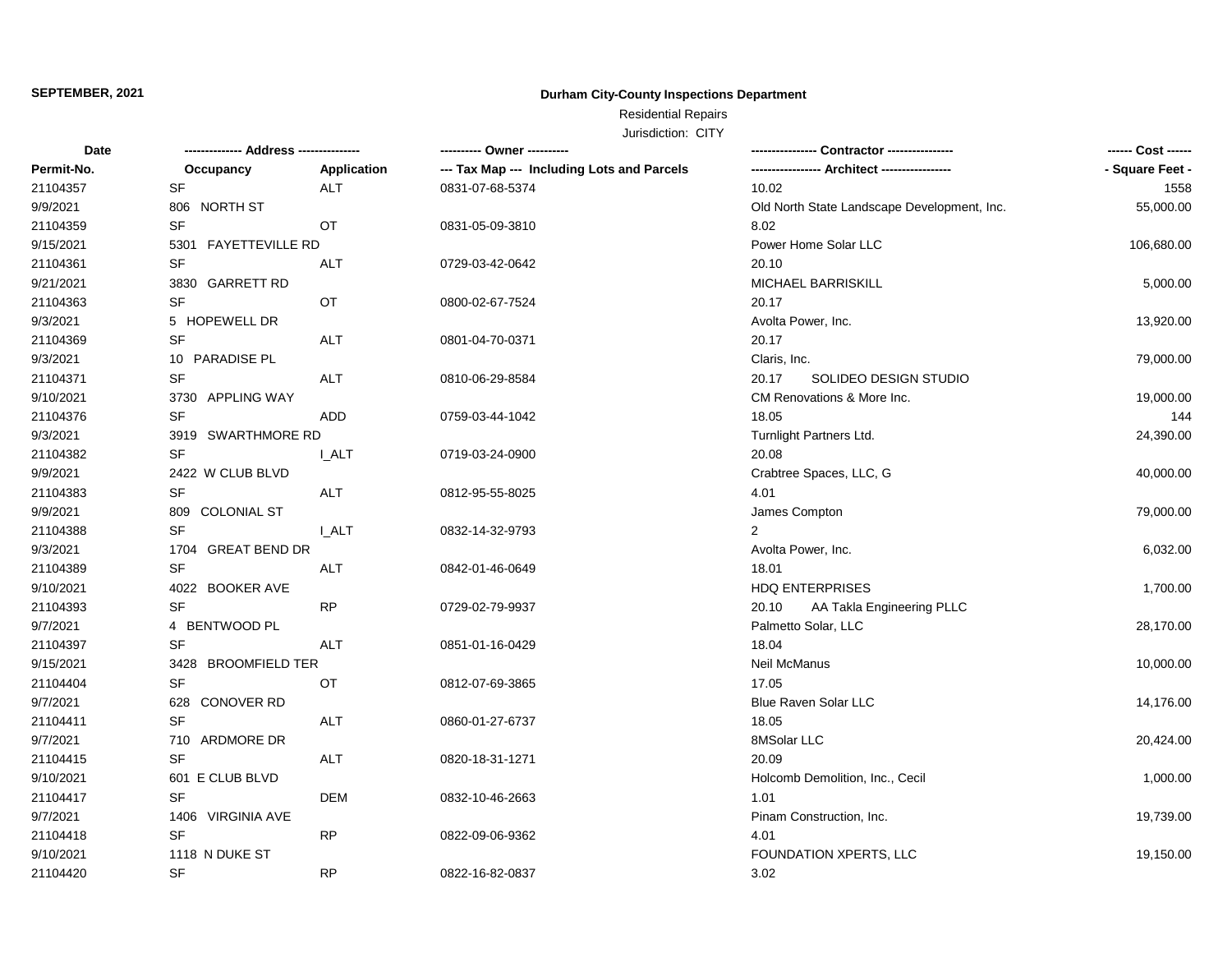**SEPTEMBER, 2021**

**Durham City-County Inspections Department**

Residential Repairs

Jurisdiction: CITY

| Date | ------------- Address -------------- | | ---------- Owner ---------- | ---------------- Contractor ---------------- | ------ Cost ------ |
|---|---|---|---|---|---|
| Permit-No. | Occupancy | Application | --- Tax Map --- Including Lots and Parcels | ----------------- Architect ----------------- | - Square Feet - |
| 21104357 | SF | ALT | 0831-07-68-5374 | 10.02 | 1558 |
| 9/9/2021 | 806 NORTH ST | | | Old North State Landscape Development, Inc. | 55,000.00 |
| 21104359 | SF | OT | 0831-05-09-3810 | 8.02 | |
| 9/15/2021 | 5301 FAYETTEVILLE RD | | | Power Home Solar LLC | 106,680.00 |
| 21104361 | SF | ALT | 0729-03-42-0642 | 20.10 | |
| 9/21/2021 | 3830 GARRETT RD | | | MICHAEL BARRISKILL | 5,000.00 |
| 21104363 | SF | OT | 0800-02-67-7524 | 20.17 | |
| 9/3/2021 | 5 HOPEWELL DR | | | Avolta Power, Inc. | 13,920.00 |
| 21104369 | SF | ALT | 0801-04-70-0371 | 20.17 | |
| 9/3/2021 | 10 PARADISE PL | | | Claris, Inc. | 79,000.00 |
| 21104371 | SF | ALT | 0810-06-29-8584 | 20.17 SOLIDEO DESIGN STUDIO | |
| 9/10/2021 | 3730 APPLING WAY | | | CM Renovations & More Inc. | 19,000.00 |
| 21104376 | SF | ADD | 0759-03-44-1042 | 18.05 | 144 |
| 9/3/2021 | 3919 SWARTHMORE RD | | | Turnlight Partners Ltd. | 24,390.00 |
| 21104382 | SF | I_ALT | 0719-03-24-0900 | 20.08 | |
| 9/9/2021 | 2422 W CLUB BLVD | | | Crabtree Spaces, LLC, G | 40,000.00 |
| 21104383 | SF | ALT | 0812-95-55-8025 | 4.01 | |
| 9/9/2021 | 809 COLONIAL ST | | | James Compton | 79,000.00 |
| 21104388 | SF | I_ALT | 0832-14-32-9793 | 2 | |
| 9/3/2021 | 1704 GREAT BEND DR | | | Avolta Power, Inc. | 6,032.00 |
| 21104389 | SF | ALT | 0842-01-46-0649 | 18.01 | |
| 9/10/2021 | 4022 BOOKER AVE | | | HDQ ENTERPRISES | 1,700.00 |
| 21104393 | SF | RP | 0729-02-79-9937 | 20.10 AA Takla Engineering PLLC | |
| 9/7/2021 | 4 BENTWOOD PL | | | Palmetto Solar, LLC | 28,170.00 |
| 21104397 | SF | ALT | 0851-01-16-0429 | 18.04 | |
| 9/15/2021 | 3428 BROOMFIELD TER | | | Neil McManus | 10,000.00 |
| 21104404 | SF | OT | 0812-07-69-3865 | 17.05 | |
| 9/7/2021 | 628 CONOVER RD | | | Blue Raven Solar LLC | 14,176.00 |
| 21104411 | SF | ALT | 0860-01-27-6737 | 18.05 | |
| 9/7/2021 | 710 ARDMORE DR | | | 8MSolar LLC | 20,424.00 |
| 21104415 | SF | ALT | 0820-18-31-1271 | 20.09 | |
| 9/10/2021 | 601 E CLUB BLVD | | | Holcomb Demolition, Inc., Cecil | 1,000.00 |
| 21104417 | SF | DEM | 0832-10-46-2663 | 1.01 | |
| 9/7/2021 | 1406 VIRGINIA AVE | | | Pinam Construction, Inc. | 19,739.00 |
| 21104418 | SF | RP | 0822-09-06-9362 | 4.01 | |
| 9/10/2021 | 1118 N DUKE ST | | | FOUNDATION XPERTS, LLC | 19,150.00 |
| 21104420 | SF | RP | 0822-16-82-0837 | 3.02 | |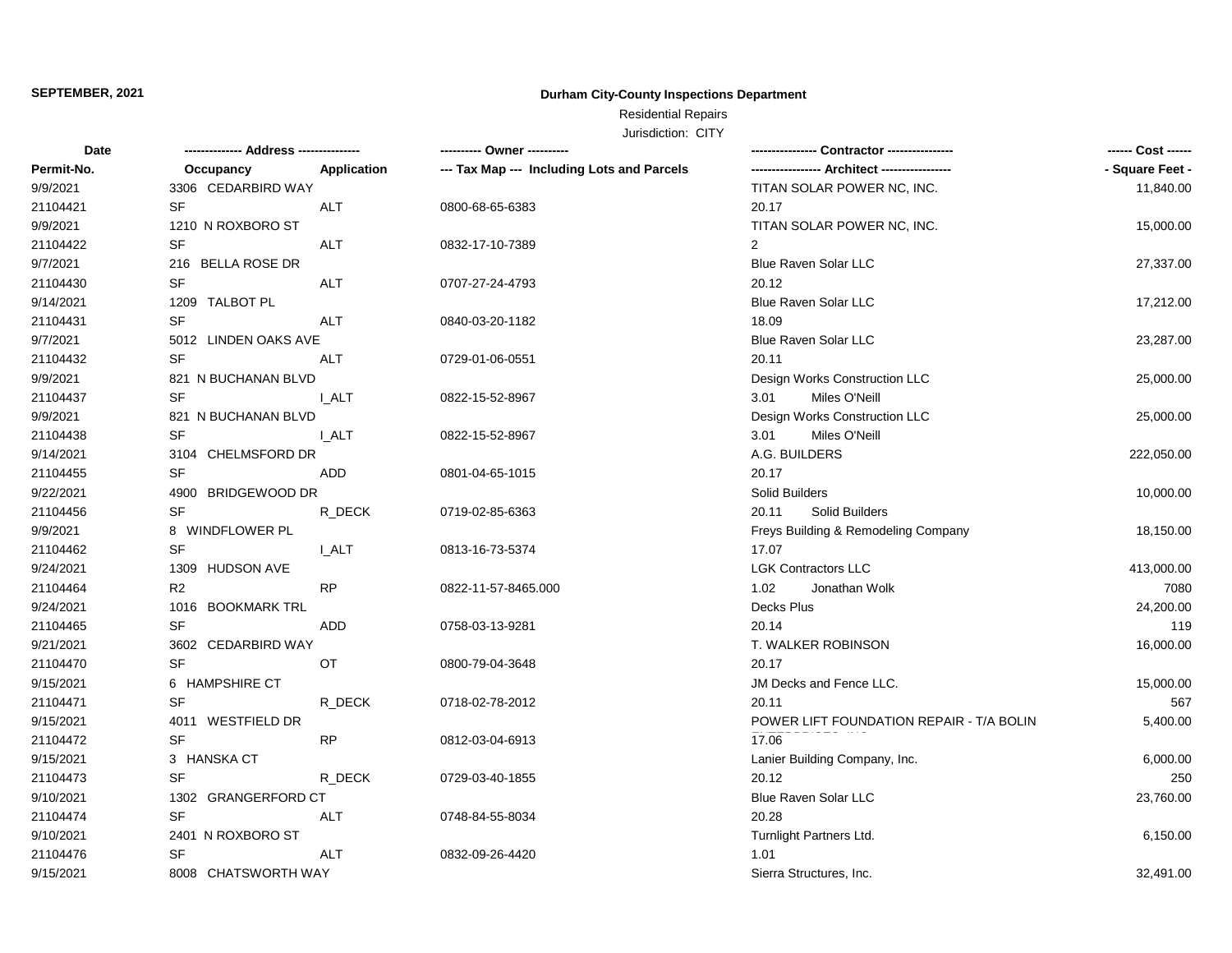**SEPTEMBER, 2021**

**Durham City-County Inspections Department**

Residential Repairs

Jurisdiction: CITY

| Date | ------------- Address -------------- | | ---------- Owner ---------- | --------------- Contractor --------------- | ------ Cost ------ |
|---|---|---|---|---|---|
| Permit-No. | Occupancy | Application | --- Tax Map --- Including Lots and Parcels | ---------------- Architect ---------------- | - Square Feet - |
| 9/9/2021 | 3306 CEDARBIRD WAY | | | TITAN SOLAR POWER NC, INC. | 11,840.00 |
| 21104421 | SF | ALT | 0800-68-65-6383 | 20.17 | |
| 9/9/2021 | 1210 N ROXBORO ST | | | TITAN SOLAR POWER NC, INC. | 15,000.00 |
| 21104422 | SF | ALT | 0832-17-10-7389 | 2 | |
| 9/7/2021 | 216 BELLA ROSE DR | | | Blue Raven Solar LLC | 27,337.00 |
| 21104430 | SF | ALT | 0707-27-24-4793 | 20.12 | |
| 9/14/2021 | 1209 TALBOT PL | | | Blue Raven Solar LLC | 17,212.00 |
| 21104431 | SF | ALT | 0840-03-20-1182 | 18.09 | |
| 9/7/2021 | 5012 LINDEN OAKS AVE | | | Blue Raven Solar LLC | 23,287.00 |
| 21104432 | SF | ALT | 0729-01-06-0551 | 20.11 | |
| 9/9/2021 | 821 N BUCHANAN BLVD | | | Design Works Construction LLC | 25,000.00 |
| 21104437 | SF | I_ALT | 0822-15-52-8967 | 3.01 Miles O'Neill | |
| 9/9/2021 | 821 N BUCHANAN BLVD | | | Design Works Construction LLC | 25,000.00 |
| 21104438 | SF | I_ALT | 0822-15-52-8967 | 3.01 Miles O'Neill | |
| 9/14/2021 | 3104 CHELMSFORD DR | | | A.G. BUILDERS | 222,050.00 |
| 21104455 | SF | ADD | 0801-04-65-1015 | 20.17 | |
| 9/22/2021 | 4900 BRIDGEWOOD DR | | | Solid Builders | 10,000.00 |
| 21104456 | SF | R_DECK | 0719-02-85-6363 | 20.11 Solid Builders | |
| 9/9/2021 | 8 WINDFLOWER PL | | | Freys Building & Remodeling Company | 18,150.00 |
| 21104462 | SF | I_ALT | 0813-16-73-5374 | 17.07 | |
| 9/24/2021 | 1309 HUDSON AVE | | | LGK Contractors LLC | 413,000.00 |
| 21104464 | R2 | RP | 0822-11-57-8465.000 | 1.02 Jonathan Wolk | 7080 |
| 9/24/2021 | 1016 BOOKMARK TRL | | | Decks Plus | 24,200.00 |
| 21104465 | SF | ADD | 0758-03-13-9281 | 20.14 | 119 |
| 9/21/2021 | 3602 CEDARBIRD WAY | | | T. WALKER ROBINSON | 16,000.00 |
| 21104470 | SF | OT | 0800-79-04-3648 | 20.17 | |
| 9/15/2021 | 6 HAMPSHIRE CT | | | JM Decks and Fence LLC. | 15,000.00 |
| 21104471 | SF | R_DECK | 0718-02-78-2012 | 20.11 | 567 |
| 9/15/2021 | 4011 WESTFIELD DR | | | POWER LIFT FOUNDATION REPAIR - T/A BOLIN ENTERPRISES, INC | 5,400.00 |
| 21104472 | SF | RP | 0812-03-04-6913 | 17.06 | |
| 9/15/2021 | 3 HANSKA CT | | | Lanier Building Company, Inc. | 6,000.00 |
| 21104473 | SF | R_DECK | 0729-03-40-1855 | 20.12 | 250 |
| 9/10/2021 | 1302 GRANGERFORD CT | | | Blue Raven Solar LLC | 23,760.00 |
| 21104474 | SF | ALT | 0748-84-55-8034 | 20.28 | |
| 9/10/2021 | 2401 N ROXBORO ST | | | Turnlight Partners Ltd. | 6,150.00 |
| 21104476 | SF | ALT | 0832-09-26-4420 | 1.01 | |
| 9/15/2021 | 8008 CHATSWORTH WAY | | | Sierra Structures, Inc. | 32,491.00 |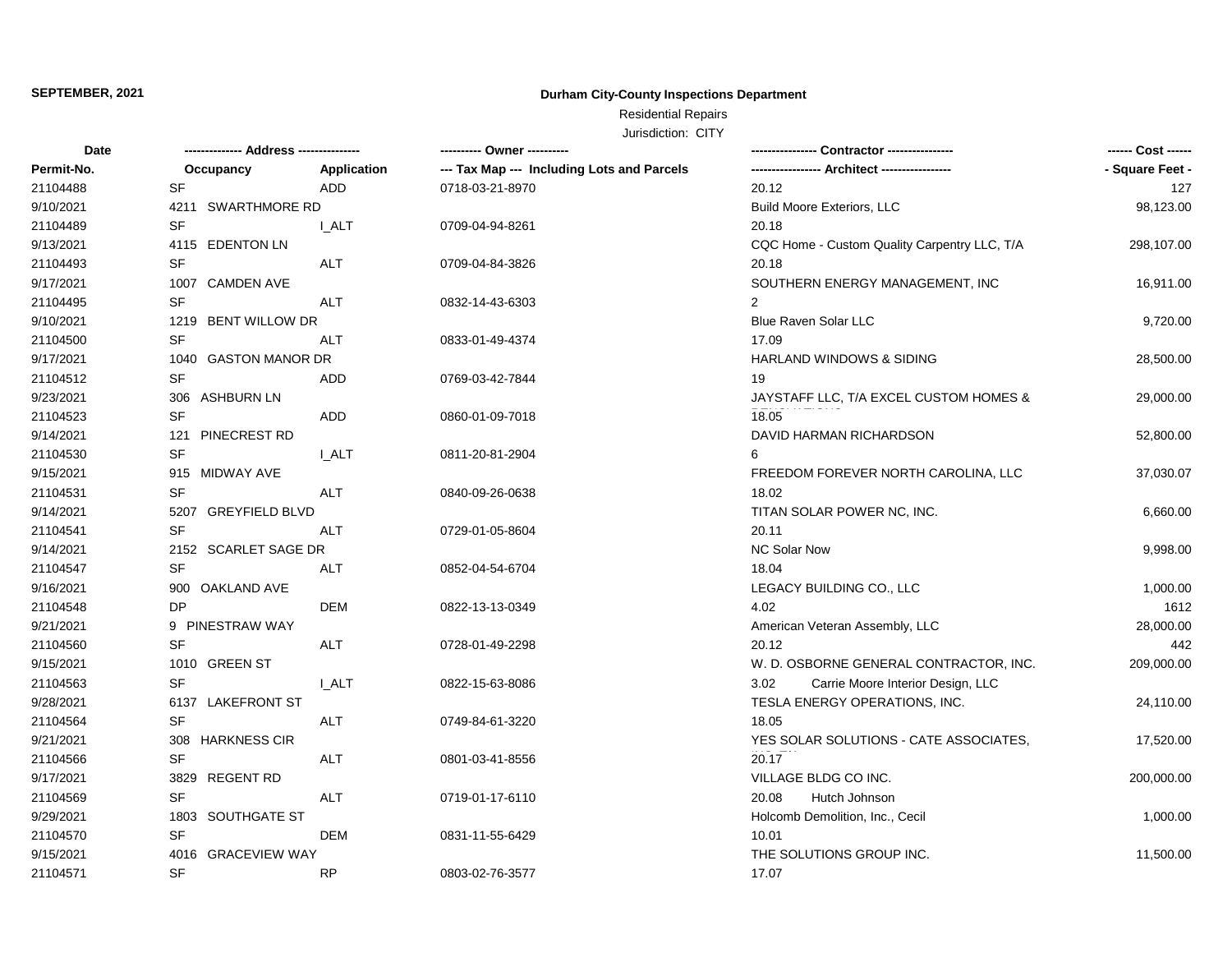**SEPTEMBER, 2021**

**Durham City-County Inspections Department**

Residential Repairs

Jurisdiction: CITY

| Date / Permit-No. | Address / Occupancy | Application | Owner / Tax Map --- Including Lots and Parcels | Contractor / Architect | Cost / Square Feet |
|---|---|---|---|---|---|
| 21104488 | SF | ADD | 0718-03-21-8970 | 20.12 | 127 |
| 9/10/2021 | 4211 SWARTHMORE RD | | | Build Moore Exteriors, LLC | 98,123.00 |
| 21104489 | SF | I_ALT | 0709-04-94-8261 | 20.18 | |
| 9/13/2021 | 4115 EDENTON LN | | | CQC Home - Custom Quality Carpentry LLC, T/A | 298,107.00 |
| 21104493 | SF | ALT | 0709-04-84-3826 | 20.18 | |
| 9/17/2021 | 1007 CAMDEN AVE | | | SOUTHERN ENERGY MANAGEMENT, INC | 16,911.00 |
| 21104495 | SF | ALT | 0832-14-43-6303 | 2 | |
| 9/10/2021 | 1219 BENT WILLOW DR | | | Blue Raven Solar LLC | 9,720.00 |
| 21104500 | SF | ALT | 0833-01-49-4374 | 17.09 | |
| 9/17/2021 | 1040 GASTON MANOR DR | | | HARLAND WINDOWS & SIDING | 28,500.00 |
| 21104512 | SF | ADD | 0769-03-42-7844 | 19 | |
| 9/23/2021 | 306 ASHBURN LN | | | JAYSTAFF LLC, T/A EXCEL CUSTOM HOMES & | 29,000.00 |
| 21104523 | SF | ADD | 0860-01-09-7018 | 18.05 | |
| 9/14/2021 | 121 PINECREST RD | | | DAVID HARMAN RICHARDSON | 52,800.00 |
| 21104530 | SF | I_ALT | 0811-20-81-2904 | 6 | |
| 9/15/2021 | 915 MIDWAY AVE | | | FREEDOM FOREVER NORTH CAROLINA, LLC | 37,030.07 |
| 21104531 | SF | ALT | 0840-09-26-0638 | 18.02 | |
| 9/14/2021 | 5207 GREYFIELD BLVD | | | TITAN SOLAR POWER NC, INC. | 6,660.00 |
| 21104541 | SF | ALT | 0729-01-05-8604 | 20.11 | |
| 9/14/2021 | 2152 SCARLET SAGE DR | | | NC Solar Now | 9,998.00 |
| 21104547 | SF | ALT | 0852-04-54-6704 | 18.04 | |
| 9/16/2021 | 900 OAKLAND AVE | | | LEGACY BUILDING CO., LLC | 1,000.00 |
| 21104548 | DP | DEM | 0822-13-13-0349 | 4.02 | 1612 |
| 9/21/2021 | 9 PINESTRAW WAY | | | American Veteran Assembly, LLC | 28,000.00 |
| 21104560 | SF | ALT | 0728-01-49-2298 | 20.12 | 442 |
| 9/15/2021 | 1010 GREEN ST | | | W. D. OSBORNE GENERAL CONTRACTOR, INC. | 209,000.00 |
| 21104563 | SF | I_ALT | 0822-15-63-8086 | 3.02 Carrie Moore Interior Design, LLC | |
| 9/28/2021 | 6137 LAKEFRONT ST | | | TESLA ENERGY OPERATIONS, INC. | 24,110.00 |
| 21104564 | SF | ALT | 0749-84-61-3220 | 18.05 | |
| 9/21/2021 | 308 HARKNESS CIR | | | YES SOLAR SOLUTIONS - CATE ASSOCIATES, | 17,520.00 |
| 21104566 | SF | ALT | 0801-03-41-8556 | 20.17 | |
| 9/17/2021 | 3829 REGENT RD | | | VILLAGE BLDG CO INC. | 200,000.00 |
| 21104569 | SF | ALT | 0719-01-17-6110 | 20.08 Hutch Johnson | |
| 9/29/2021 | 1803 SOUTHGATE ST | | | Holcomb Demolition, Inc., Cecil | 1,000.00 |
| 21104570 | SF | DEM | 0831-11-55-6429 | 10.01 | |
| 9/15/2021 | 4016 GRACEVIEW WAY | | | THE SOLUTIONS GROUP INC. | 11,500.00 |
| 21104571 | SF | RP | 0803-02-76-3577 | 17.07 | |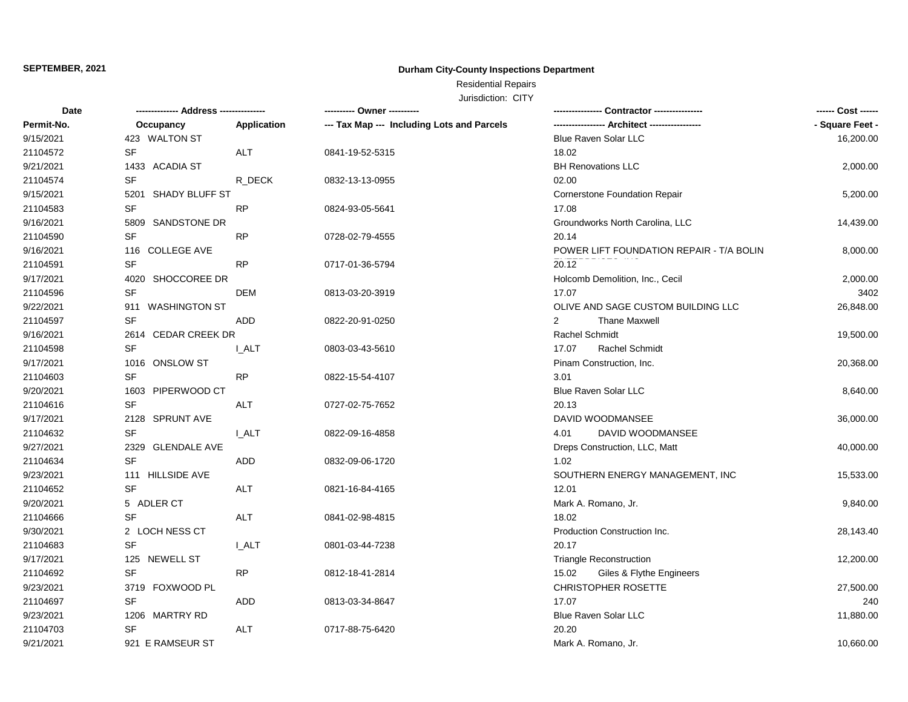**SEPTEMBER, 2021**

**Durham City-County Inspections Department**

Residential Repairs

Jurisdiction: CITY

| Date | ------------- Address -------------- | | ---------- Owner ---------- | ---------------- Contractor ---------------- | ------ Cost ------ |
|---|---|---|---|---|---|
| Permit-No. | Occupancy | Application | --- Tax Map --- Including Lots and Parcels | ----------------- Architect ----------------- | - Square Feet - |
| 9/15/2021 | 423 WALTON ST | | | Blue Raven Solar LLC | 16,200.00 |
| 21104572 | SF | ALT | 0841-19-52-5315 | 18.02 | |
| 9/21/2021 | 1433 ACADIA ST | | | BH Renovations LLC | 2,000.00 |
| 21104574 | SF | R_DECK | 0832-13-13-0955 | 02.00 | |
| 9/15/2021 | 5201 SHADY BLUFF ST | | | Cornerstone Foundation Repair | 5,200.00 |
| 21104583 | SF | RP | 0824-93-05-5641 | 17.08 | |
| 9/16/2021 | 5809 SANDSTONE DR | | | Groundworks North Carolina, LLC | 14,439.00 |
| 21104590 | SF | RP | 0728-02-79-4555 | 20.14 | |
| 9/16/2021 | 116 COLLEGE AVE | | | POWER LIFT FOUNDATION REPAIR - T/A BOLIN | 8,000.00 |
| 21104591 | SF | RP | 0717-01-36-5794 | 20.12 | |
| 9/17/2021 | 4020 SHOCCOREE DR | | | Holcomb Demolition, Inc., Cecil | 2,000.00 |
| 21104596 | SF | DEM | 0813-03-20-3919 | 17.07 | 3402 |
| 9/22/2021 | 911 WASHINGTON ST | | | OLIVE AND SAGE CUSTOM BUILDING LLC | 26,848.00 |
| 21104597 | SF | ADD | 0822-20-91-0250 | 2 Thane Maxwell | |
| 9/16/2021 | 2614 CEDAR CREEK DR | | | Rachel Schmidt | 19,500.00 |
| 21104598 | SF | I_ALT | 0803-03-43-5610 | 17.07 Rachel Schmidt | |
| 9/17/2021 | 1016 ONSLOW ST | | | Pinam Construction, Inc. | 20,368.00 |
| 21104603 | SF | RP | 0822-15-54-4107 | 3.01 | |
| 9/20/2021 | 1603 PIPERWOOD CT | | | Blue Raven Solar LLC | 8,640.00 |
| 21104616 | SF | ALT | 0727-02-75-7652 | 20.13 | |
| 9/17/2021 | 2128 SPRUNT AVE | | | DAVID WOODMANSEE | 36,000.00 |
| 21104632 | SF | I_ALT | 0822-09-16-4858 | 4.01 DAVID WOODMANSEE | |
| 9/27/2021 | 2329 GLENDALE AVE | | | Dreps Construction, LLC, Matt | 40,000.00 |
| 21104634 | SF | ADD | 0832-09-06-1720 | 1.02 | |
| 9/23/2021 | 111 HILLSIDE AVE | | | SOUTHERN ENERGY MANAGEMENT, INC | 15,533.00 |
| 21104652 | SF | ALT | 0821-16-84-4165 | 12.01 | |
| 9/20/2021 | 5 ADLER CT | | | Mark A. Romano, Jr. | 9,840.00 |
| 21104666 | SF | ALT | 0841-02-98-4815 | 18.02 | |
| 9/30/2021 | 2 LOCH NESS CT | | | Production Construction Inc. | 28,143.40 |
| 21104683 | SF | I_ALT | 0801-03-44-7238 | 20.17 | |
| 9/17/2021 | 125 NEWELL ST | | | Triangle Reconstruction | 12,200.00 |
| 21104692 | SF | RP | 0812-18-41-2814 | 15.02 Giles & Flythe Engineers | |
| 9/23/2021 | 3719 FOXWOOD PL | | | CHRISTOPHER ROSETTE | 27,500.00 |
| 21104697 | SF | ADD | 0813-03-34-8647 | 17.07 | 240 |
| 9/23/2021 | 1206 MARTRY RD | | | Blue Raven Solar LLC | 11,880.00 |
| 21104703 | SF | ALT | 0717-88-75-6420 | 20.20 | |
| 9/21/2021 | 921 E RAMSEUR ST | | | Mark A. Romano, Jr. | 10,660.00 |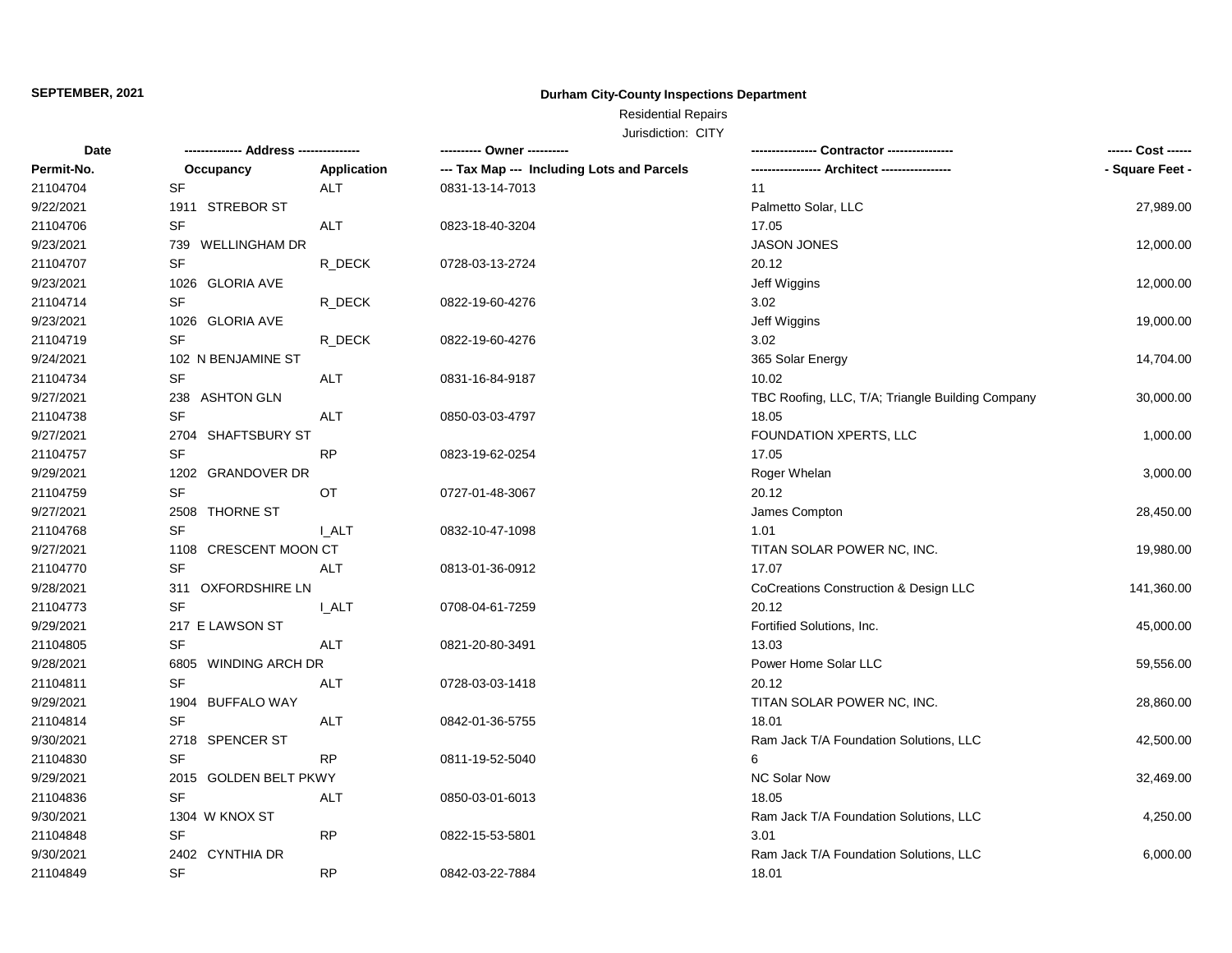**SEPTEMBER, 2021**

**Durham City-County Inspections Department**

Residential Repairs

Jurisdiction: CITY

| Date | ------------- Address -------------- | | ---------- Owner ---------- | ---------------- Contractor ---------------- | ------ Cost ------ |
|---|---|---|---|---|---|
| **Permit-No.** | **Occupancy** | **Application** | **--- Tax Map --- Including Lots and Parcels** | **----------------- Architect -----------------** | **- Square Feet -** |
| 21104704 | SF | ALT | 0831-13-14-7013 | 11 | |
| 9/22/2021 | 1911 STREBOR ST | | | Palmetto Solar, LLC | 27,989.00 |
| 21104706 | SF | ALT | 0823-18-40-3204 | 17.05 | |
| 9/23/2021 | 739 WELLINGHAM DR | | | JASON JONES | 12,000.00 |
| 21104707 | SF | R_DECK | 0728-03-13-2724 | 20.12 | |
| 9/23/2021 | 1026 GLORIA AVE | | | Jeff Wiggins | 12,000.00 |
| 21104714 | SF | R_DECK | 0822-19-60-4276 | 3.02 | |
| 9/23/2021 | 1026 GLORIA AVE | | | Jeff Wiggins | 19,000.00 |
| 21104719 | SF | R_DECK | 0822-19-60-4276 | 3.02 | |
| 9/24/2021 | 102 N BENJAMINE ST | | | 365 Solar Energy | 14,704.00 |
| 21104734 | SF | ALT | 0831-16-84-9187 | 10.02 | |
| 9/27/2021 | 238 ASHTON GLN | | | TBC Roofing, LLC, T/A; Triangle Building Company | 30,000.00 |
| 21104738 | SF | ALT | 0850-03-03-4797 | 18.05 | |
| 9/27/2021 | 2704 SHAFTSBURY ST | | | FOUNDATION XPERTS, LLC | 1,000.00 |
| 21104757 | SF | RP | 0823-19-62-0254 | 17.05 | |
| 9/29/2021 | 1202 GRANDOVER DR | | | Roger Whelan | 3,000.00 |
| 21104759 | SF | OT | 0727-01-48-3067 | 20.12 | |
| 9/27/2021 | 2508 THORNE ST | | | James Compton | 28,450.00 |
| 21104768 | SF | I_ALT | 0832-10-47-1098 | 1.01 | |
| 9/27/2021 | 1108 CRESCENT MOON CT | | | TITAN SOLAR POWER NC, INC. | 19,980.00 |
| 21104770 | SF | ALT | 0813-01-36-0912 | 17.07 | |
| 9/28/2021 | 311 OXFORDSHIRE LN | | | CoCreations Construction & Design LLC | 141,360.00 |
| 21104773 | SF | I_ALT | 0708-04-61-7259 | 20.12 | |
| 9/29/2021 | 217 E LAWSON ST | | | Fortified Solutions, Inc. | 45,000.00 |
| 21104805 | SF | ALT | 0821-20-80-3491 | 13.03 | |
| 9/28/2021 | 6805 WINDING ARCH DR | | | Power Home Solar LLC | 59,556.00 |
| 21104811 | SF | ALT | 0728-03-03-1418 | 20.12 | |
| 9/29/2021 | 1904 BUFFALO WAY | | | TITAN SOLAR POWER NC, INC. | 28,860.00 |
| 21104814 | SF | ALT | 0842-01-36-5755 | 18.01 | |
| 9/30/2021 | 2718 SPENCER ST | | | Ram Jack T/A Foundation Solutions, LLC | 42,500.00 |
| 21104830 | SF | RP | 0811-19-52-5040 | 6 | |
| 9/29/2021 | 2015 GOLDEN BELT PKWY | | | NC Solar Now | 32,469.00 |
| 21104836 | SF | ALT | 0850-03-01-6013 | 18.05 | |
| 9/30/2021 | 1304 W KNOX ST | | | Ram Jack T/A Foundation Solutions, LLC | 4,250.00 |
| 21104848 | SF | RP | 0822-15-53-5801 | 3.01 | |
| 9/30/2021 | 2402 CYNTHIA DR | | | Ram Jack T/A Foundation Solutions, LLC | 6,000.00 |
| 21104849 | SF | RP | 0842-03-22-7884 | 18.01 | |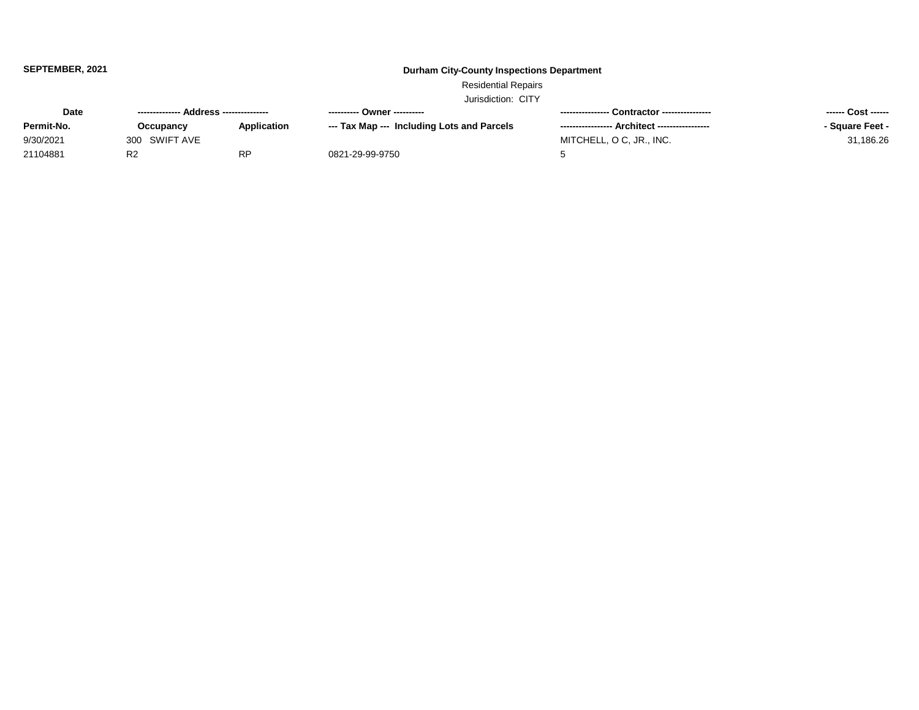**SEPTEMBER, 2021**

**Durham City-County Inspections Department**

Residential Repairs

Jurisdiction: CITY

| Date | ------------- Address --------------- | | ---------- Owner ---------- | ---------------- Contractor ---------------- | ------ Cost ------ |
|---|---|---|---|---|---|
| **Permit-No.** | **Occupancy** | **Application** | **--- Tax Map --- Including Lots and Parcels** | **----------------- Architect -----------------** | **- Square Feet -** |
| 9/30/2021 | 300 SWIFT AVE | | | MITCHELL, O C, JR., INC. | 31,186.26 |
| 21104881 | R2 | RP | 0821-29-99-9750 | 5 | |